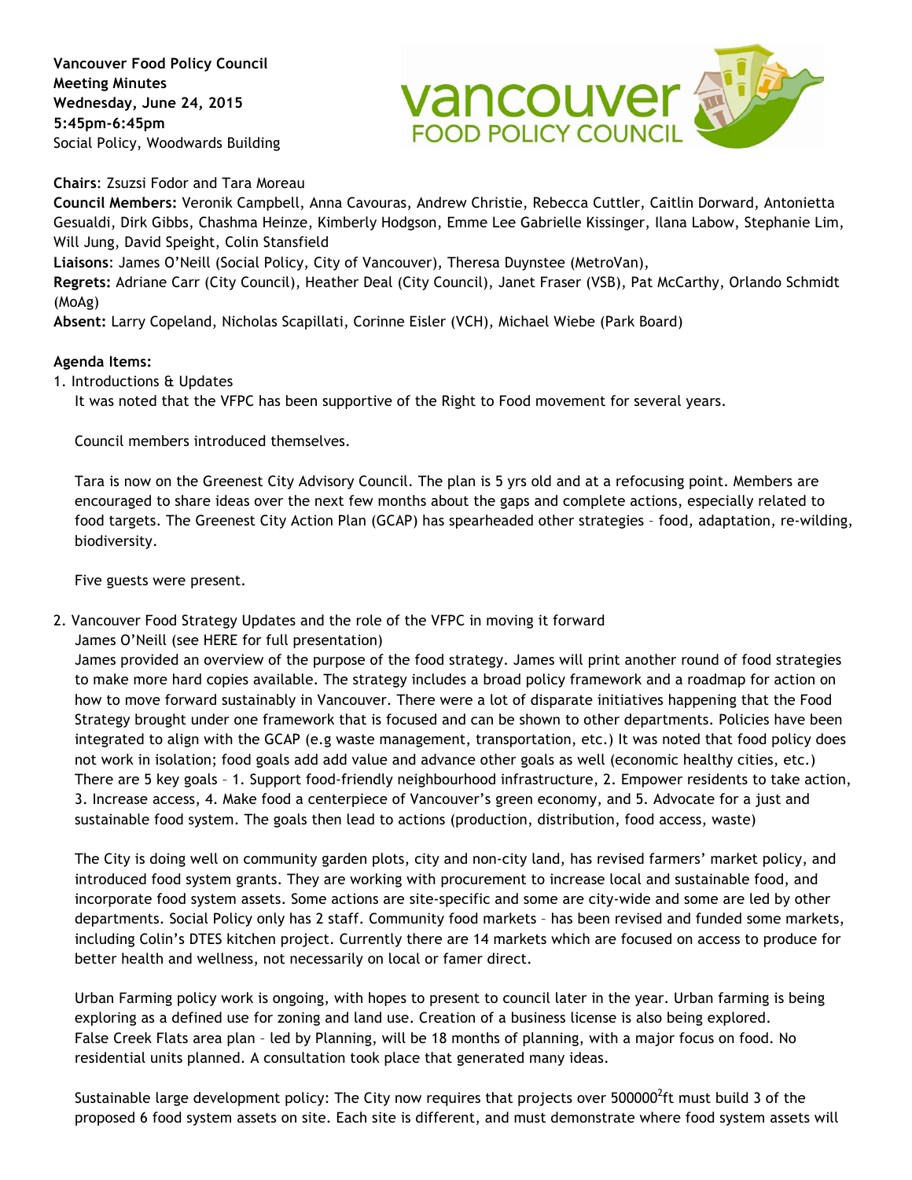**Vancouver Food Policy Council**
**Meeting Minutes**
**Wednesday, June 24, 2015**
**5:45pm-6:45pm**
Social Policy, Woodwards Building

**Chairs**: Zsuzsi Fodor and Tara Moreau
**Council Members:** Veronik Campbell, Anna Cavouras, Andrew Christie, Rebecca Cuttler, Caitlin Dorward, Antonietta Gesualdi, Dirk Gibbs, Chashma Heinze, Kimberly Hodgson, Emme Lee Gabrielle Kissinger, Ilana Labow, Stephanie Lim, Will Jung, David Speight, Colin Stansfield
**Liaisons**: James O'Neill (Social Policy, City of Vancouver), Theresa Duynstee (MetroVan),
**Regrets:** Adriane Carr (City Council), Heather Deal (City Council), Janet Fraser (VSB), Pat McCarthy, Orlando Schmidt (MoAg)
**Absent:** Larry Copeland, Nicholas Scapillati, Corinne Eisler (VCH), Michael Wiebe (Park Board)

**Agenda Items:**

1. Introductions & Updates

   It was noted that the VFPC has been supportive of the Right to Food movement for several years.

   Council members introduced themselves.

   Tara is now on the Greenest City Advisory Council. The plan is 5 yrs old and at a refocusing point. Members are encouraged to share ideas over the next few months about the gaps and complete actions, especially related to food targets. The Greenest City Action Plan (GCAP) has spearheaded other strategies – food, adaptation, re-wilding, biodiversity.

   Five guests were present.

2. Vancouver Food Strategy Updates and the role of the VFPC in moving it forward

   James O'Neill (see HERE for full presentation)

   James provided an overview of the purpose of the food strategy. James will print another round of food strategies to make more hard copies available. The strategy includes a broad policy framework and a roadmap for action on how to move forward sustainably in Vancouver. There were a lot of disparate initiatives happening that the Food Strategy brought under one framework that is focused and can be shown to other departments. Policies have been integrated to align with the GCAP (e.g waste management, transportation, etc.) It was noted that food policy does not work in isolation; food goals add add value and advance other goals as well (economic healthy cities, etc.) There are 5 key goals – 1. Support food-friendly neighbourhood infrastructure, 2. Empower residents to take action, 3. Increase access, 4. Make food a centerpiece of Vancouver's green economy, and 5. Advocate for a just and sustainable food system. The goals then lead to actions (production, distribution, food access, waste)

   The City is doing well on community garden plots, city and non-city land, has revised farmers' market policy, and introduced food system grants. They are working with procurement to increase local and sustainable food, and incorporate food system assets. Some actions are site-specific and some are city-wide and some are led by other departments. Social Policy only has 2 staff. Community food markets – has been revised and funded some markets, including Colin's DTES kitchen project. Currently there are 14 markets which are focused on access to produce for better health and wellness, not necessarily on local or famer direct.

   Urban Farming policy work is ongoing, with hopes to present to council later in the year. Urban farming is being exploring as a defined use for zoning and land use. Creation of a business license is also being explored.
   False Creek Flats area plan – led by Planning, will be 18 months of planning, with a major focus on food. No residential units planned. A consultation took place that generated many ideas.

   Sustainable large development policy: The City now requires that projects over 500000$^2$ft must build 3 of the proposed 6 food system assets on site. Each site is different, and must demonstrate where food system assets will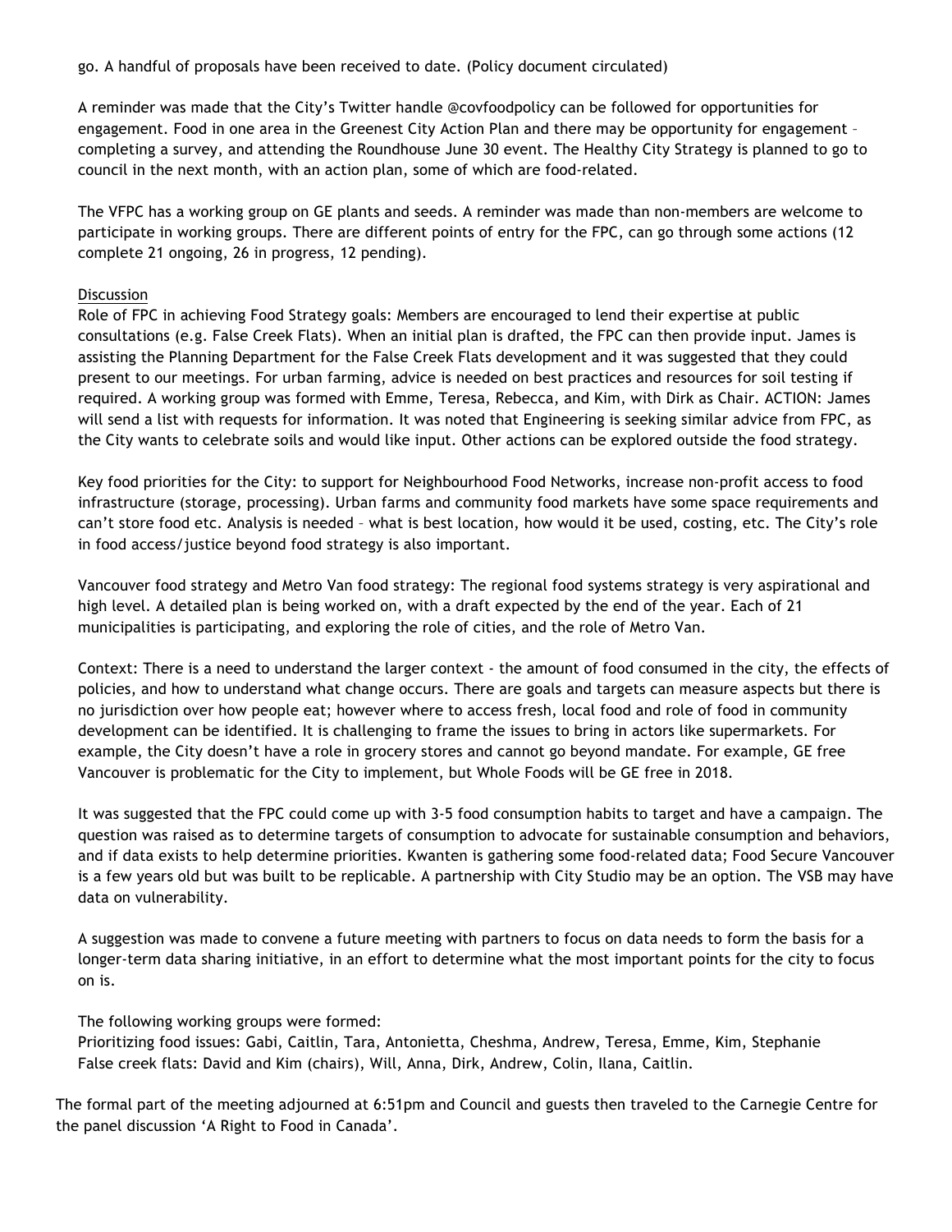go. A handful of proposals have been received to date. (Policy document circulated)

A reminder was made that the City's Twitter handle @covfoodpolicy can be followed for opportunities for engagement. Food in one area in the Greenest City Action Plan and there may be opportunity for engagement – completing a survey, and attending the Roundhouse June 30 event. The Healthy City Strategy is planned to go to council in the next month, with an action plan, some of which are food-related.

The VFPC has a working group on GE plants and seeds. A reminder was made than non-members are welcome to participate in working groups. There are different points of entry for the FPC, can go through some actions (12 complete 21 ongoing, 26 in progress, 12 pending).

Discussion

Role of FPC in achieving Food Strategy goals: Members are encouraged to lend their expertise at public consultations (e.g. False Creek Flats). When an initial plan is drafted, the FPC can then provide input. James is assisting the Planning Department for the False Creek Flats development and it was suggested that they could present to our meetings. For urban farming, advice is needed on best practices and resources for soil testing if required. A working group was formed with Emme, Teresa, Rebecca, and Kim, with Dirk as Chair. ACTION: James will send a list with requests for information. It was noted that Engineering is seeking similar advice from FPC, as the City wants to celebrate soils and would like input. Other actions can be explored outside the food strategy.

Key food priorities for the City: to support for Neighbourhood Food Networks, increase non-profit access to food infrastructure (storage, processing). Urban farms and community food markets have some space requirements and can't store food etc. Analysis is needed – what is best location, how would it be used, costing, etc. The City's role in food access/justice beyond food strategy is also important.

Vancouver food strategy and Metro Van food strategy: The regional food systems strategy is very aspirational and high level. A detailed plan is being worked on, with a draft expected by the end of the year. Each of 21 municipalities is participating, and exploring the role of cities, and the role of Metro Van.

Context: There is a need to understand the larger context - the amount of food consumed in the city, the effects of policies, and how to understand what change occurs. There are goals and targets can measure aspects but there is no jurisdiction over how people eat; however where to access fresh, local food and role of food in community development can be identified. It is challenging to frame the issues to bring in actors like supermarkets. For example, the City doesn't have a role in grocery stores and cannot go beyond mandate. For example, GE free Vancouver is problematic for the City to implement, but Whole Foods will be GE free in 2018.

It was suggested that the FPC could come up with 3-5 food consumption habits to target and have a campaign. The question was raised as to determine targets of consumption to advocate for sustainable consumption and behaviors, and if data exists to help determine priorities. Kwanten is gathering some food-related data; Food Secure Vancouver is a few years old but was built to be replicable. A partnership with City Studio may be an option. The VSB may have data on vulnerability.

A suggestion was made to convene a future meeting with partners to focus on data needs to form the basis for a longer-term data sharing initiative, in an effort to determine what the most important points for the city to focus on is.

The following working groups were formed:
Prioritizing food issues: Gabi, Caitlin, Tara, Antonietta, Cheshma, Andrew, Teresa, Emme, Kim, Stephanie
False creek flats: David and Kim (chairs), Will, Anna, Dirk, Andrew, Colin, Ilana, Caitlin.

The formal part of the meeting adjourned at 6:51pm and Council and guests then traveled to the Carnegie Centre for the panel discussion 'A Right to Food in Canada'.